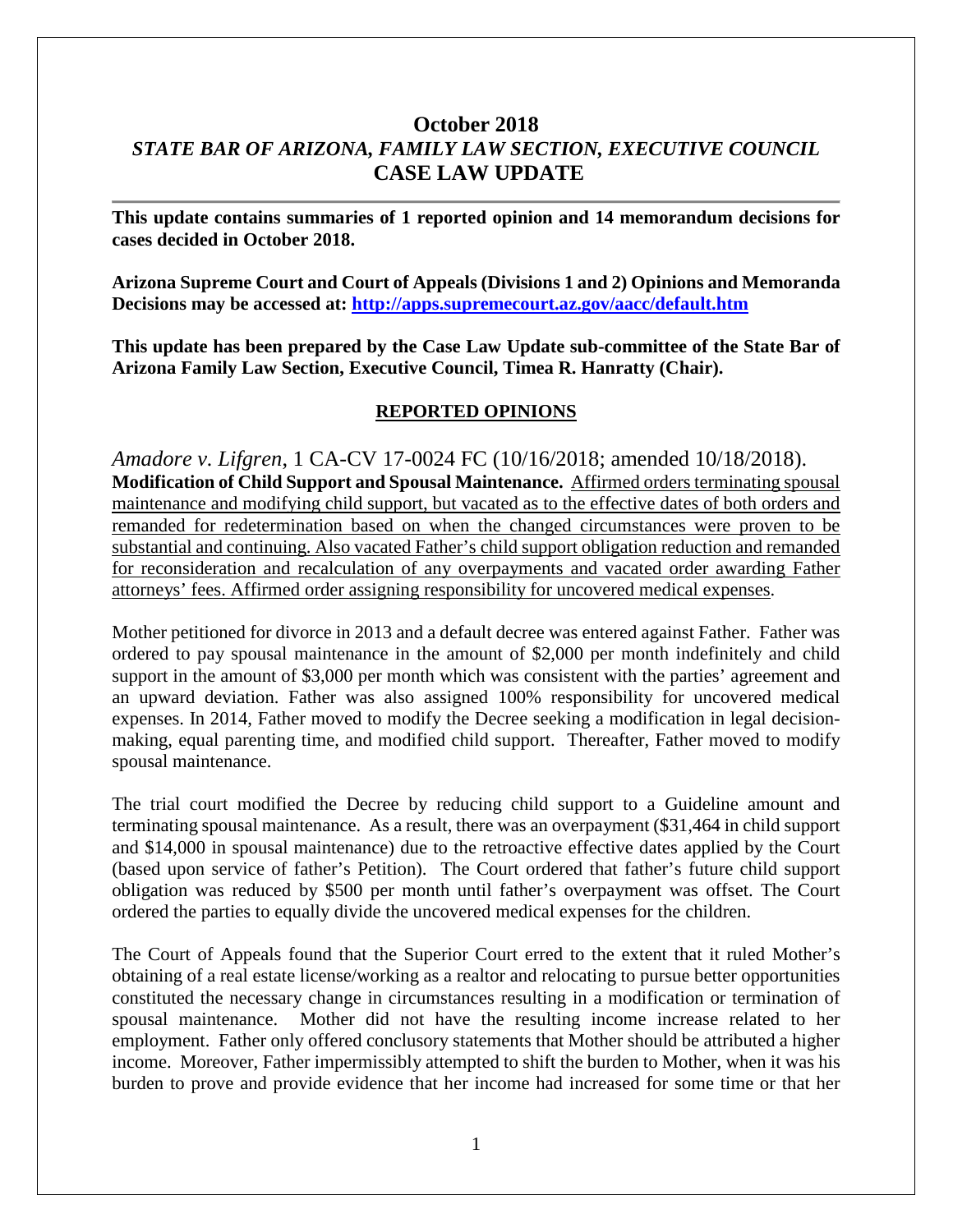# October 2018
## *STATE BAR OF ARIZONA, FAMILY LAW SECTION, EXECUTIVE COUNCIL*
## CASE LAW UPDATE

---

**This update contains summaries of 1 reported opinion and 14 memorandum decisions for cases decided in October 2018.**

**Arizona Supreme Court and Court of Appeals (Divisions 1 and 2) Opinions and Memoranda Decisions may be accessed at: [http://apps.supremecourt.az.gov/aacc/default.htm](http://apps.supremecourt.az.gov/aacc/default.htm)**

**This update has been prepared by the Case Law Update sub-committee of the State Bar of Arizona Family Law Section, Executive Council, Timea R. Hanratty (Chair).**

### REPORTED OPINIONS

*Amadore v. Lifgren*, 1 CA-CV 17-0024 FC (10/16/2018; amended 10/18/2018).
**Modification of Child Support and Spousal Maintenance.** Affirmed orders terminating spousal maintenance and modifying child support, but vacated as to the effective dates of both orders and remanded for redetermination based on when the changed circumstances were proven to be substantial and continuing. Also vacated Father's child support obligation reduction and remanded for reconsideration and recalculation of any overpayments and vacated order awarding Father attorneys' fees. Affirmed order assigning responsibility for uncovered medical expenses.

Mother petitioned for divorce in 2013 and a default decree was entered against Father. Father was ordered to pay spousal maintenance in the amount of $2,000 per month indefinitely and child support in the amount of $3,000 per month which was consistent with the parties' agreement and an upward deviation. Father was also assigned 100% responsibility for uncovered medical expenses. In 2014, Father moved to modify the Decree seeking a modification in legal decision-making, equal parenting time, and modified child support. Thereafter, Father moved to modify spousal maintenance.

The trial court modified the Decree by reducing child support to a Guideline amount and terminating spousal maintenance. As a result, there was an overpayment ($31,464 in child support and $14,000 in spousal maintenance) due to the retroactive effective dates applied by the Court (based upon service of father's Petition). The Court ordered that father's future child support obligation was reduced by $500 per month until father's overpayment was offset. The Court ordered the parties to equally divide the uncovered medical expenses for the children.

The Court of Appeals found that the Superior Court erred to the extent that it ruled Mother's obtaining of a real estate license/working as a realtor and relocating to pursue better opportunities constituted the necessary change in circumstances resulting in a modification or termination of spousal maintenance. Mother did not have the resulting income increase related to her employment. Father only offered conclusory statements that Mother should be attributed a higher income. Moreover, Father impermissibly attempted to shift the burden to Mother, when it was his burden to prove and provide evidence that her income had increased for some time or that her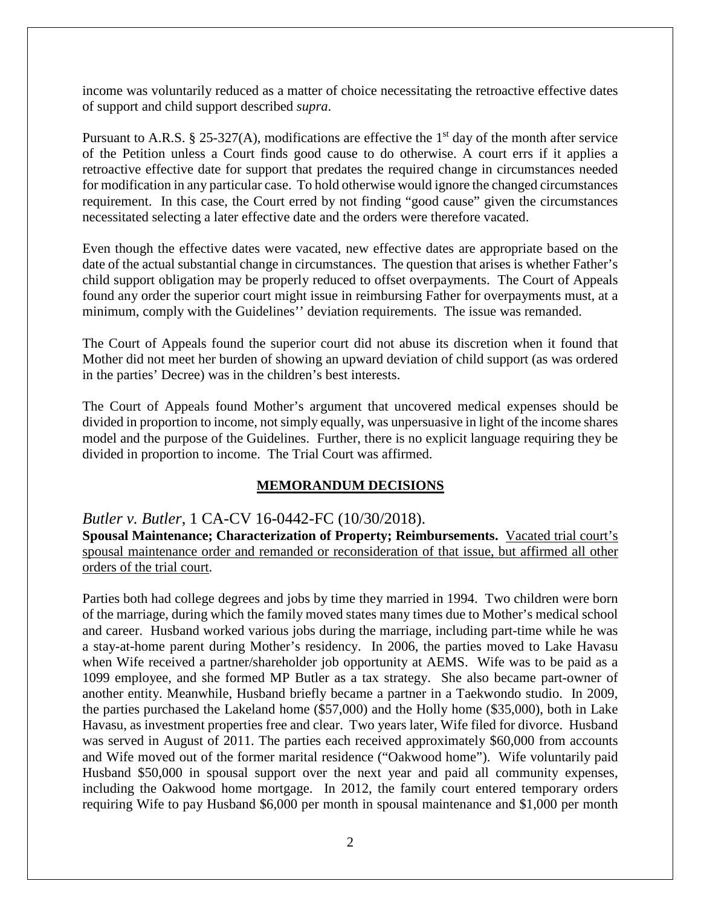income was voluntarily reduced as a matter of choice necessitating the retroactive effective dates of support and child support described *supra*.

Pursuant to A.R.S. § 25-327(A), modifications are effective the 1st day of the month after service of the Petition unless a Court finds good cause to do otherwise. A court errs if it applies a retroactive effective date for support that predates the required change in circumstances needed for modification in any particular case. To hold otherwise would ignore the changed circumstances requirement. In this case, the Court erred by not finding "good cause" given the circumstances necessitated selecting a later effective date and the orders were therefore vacated.

Even though the effective dates were vacated, new effective dates are appropriate based on the date of the actual substantial change in circumstances. The question that arises is whether Father's child support obligation may be properly reduced to offset overpayments. The Court of Appeals found any order the superior court might issue in reimbursing Father for overpayments must, at a minimum, comply with the Guidelines'' deviation requirements. The issue was remanded.

The Court of Appeals found the superior court did not abuse its discretion when it found that Mother did not meet her burden of showing an upward deviation of child support (as was ordered in the parties' Decree) was in the children's best interests.

The Court of Appeals found Mother's argument that uncovered medical expenses should be divided in proportion to income, not simply equally, was unpersuasive in light of the income shares model and the purpose of the Guidelines. Further, there is no explicit language requiring they be divided in proportion to income. The Trial Court was affirmed.

## MEMORANDUM DECISIONS

### *Butler v. Butler*, 1 CA-CV 16-0442-FC (10/30/2018).

**Spousal Maintenance; Characterization of Property; Reimbursements.** Vacated trial court's spousal maintenance order and remanded or reconsideration of that issue, but affirmed all other orders of the trial court.

Parties both had college degrees and jobs by time they married in 1994. Two children were born of the marriage, during which the family moved states many times due to Mother's medical school and career. Husband worked various jobs during the marriage, including part-time while he was a stay-at-home parent during Mother's residency. In 2006, the parties moved to Lake Havasu when Wife received a partner/shareholder job opportunity at AEMS. Wife was to be paid as a 1099 employee, and she formed MP Butler as a tax strategy. She also became part-owner of another entity. Meanwhile, Husband briefly became a partner in a Taekwondo studio. In 2009, the parties purchased the Lakeland home ($57,000) and the Holly home ($35,000), both in Lake Havasu, as investment properties free and clear. Two years later, Wife filed for divorce. Husband was served in August of 2011. The parties each received approximately $60,000 from accounts and Wife moved out of the former marital residence ("Oakwood home"). Wife voluntarily paid Husband $50,000 in spousal support over the next year and paid all community expenses, including the Oakwood home mortgage. In 2012, the family court entered temporary orders requiring Wife to pay Husband $6,000 per month in spousal maintenance and $1,000 per month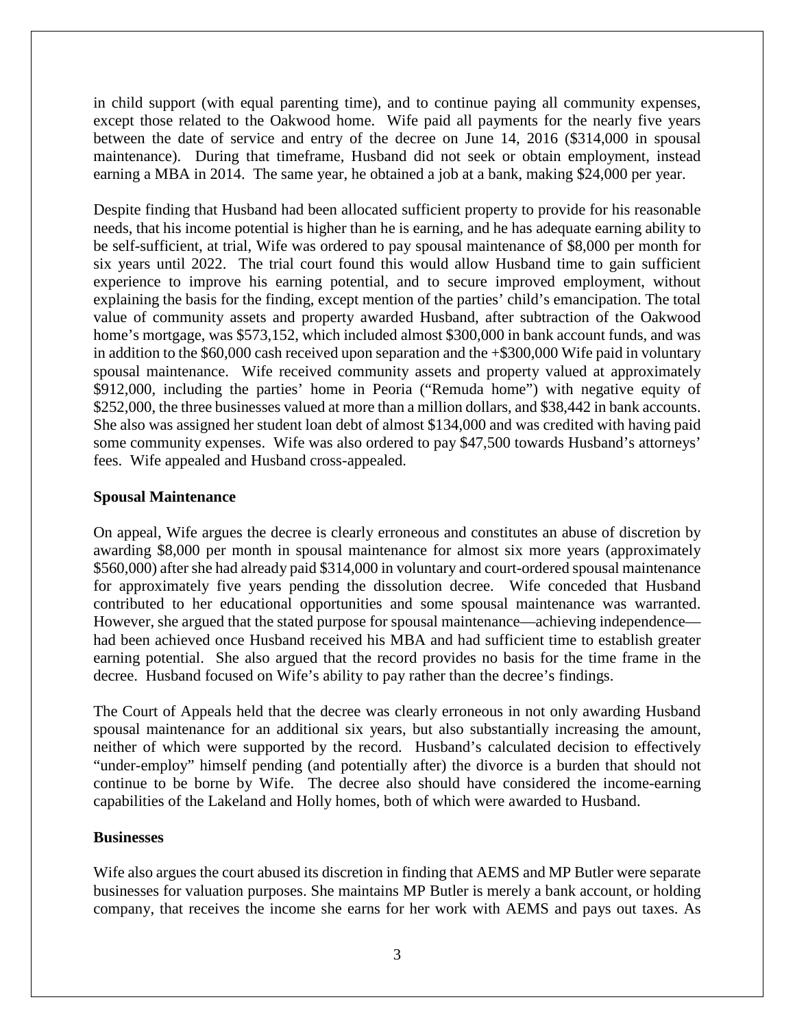in child support (with equal parenting time), and to continue paying all community expenses, except those related to the Oakwood home. Wife paid all payments for the nearly five years between the date of service and entry of the decree on June 14, 2016 ($314,000 in spousal maintenance). During that timeframe, Husband did not seek or obtain employment, instead earning a MBA in 2014. The same year, he obtained a job at a bank, making $24,000 per year.

Despite finding that Husband had been allocated sufficient property to provide for his reasonable needs, that his income potential is higher than he is earning, and he has adequate earning ability to be self-sufficient, at trial, Wife was ordered to pay spousal maintenance of $8,000 per month for six years until 2022. The trial court found this would allow Husband time to gain sufficient experience to improve his earning potential, and to secure improved employment, without explaining the basis for the finding, except mention of the parties' child's emancipation. The total value of community assets and property awarded Husband, after subtraction of the Oakwood home's mortgage, was $573,152, which included almost $300,000 in bank account funds, and was in addition to the $60,000 cash received upon separation and the +$300,000 Wife paid in voluntary spousal maintenance. Wife received community assets and property valued at approximately $912,000, including the parties' home in Peoria ("Remuda home") with negative equity of $252,000, the three businesses valued at more than a million dollars, and $38,442 in bank accounts. She also was assigned her student loan debt of almost $134,000 and was credited with having paid some community expenses. Wife was also ordered to pay $47,500 towards Husband's attorneys' fees. Wife appealed and Husband cross-appealed.

**Spousal Maintenance**

On appeal, Wife argues the decree is clearly erroneous and constitutes an abuse of discretion by awarding $8,000 per month in spousal maintenance for almost six more years (approximately $560,000) after she had already paid $314,000 in voluntary and court-ordered spousal maintenance for approximately five years pending the dissolution decree. Wife conceded that Husband contributed to her educational opportunities and some spousal maintenance was warranted. However, she argued that the stated purpose for spousal maintenance—achieving independence—had been achieved once Husband received his MBA and had sufficient time to establish greater earning potential. She also argued that the record provides no basis for the time frame in the decree. Husband focused on Wife's ability to pay rather than the decree's findings.

The Court of Appeals held that the decree was clearly erroneous in not only awarding Husband spousal maintenance for an additional six years, but also substantially increasing the amount, neither of which were supported by the record. Husband's calculated decision to effectively "under-employ" himself pending (and potentially after) the divorce is a burden that should not continue to be borne by Wife. The decree also should have considered the income-earning capabilities of the Lakeland and Holly homes, both of which were awarded to Husband.

**Businesses**

Wife also argues the court abused its discretion in finding that AEMS and MP Butler were separate businesses for valuation purposes. She maintains MP Butler is merely a bank account, or holding company, that receives the income she earns for her work with AEMS and pays out taxes. As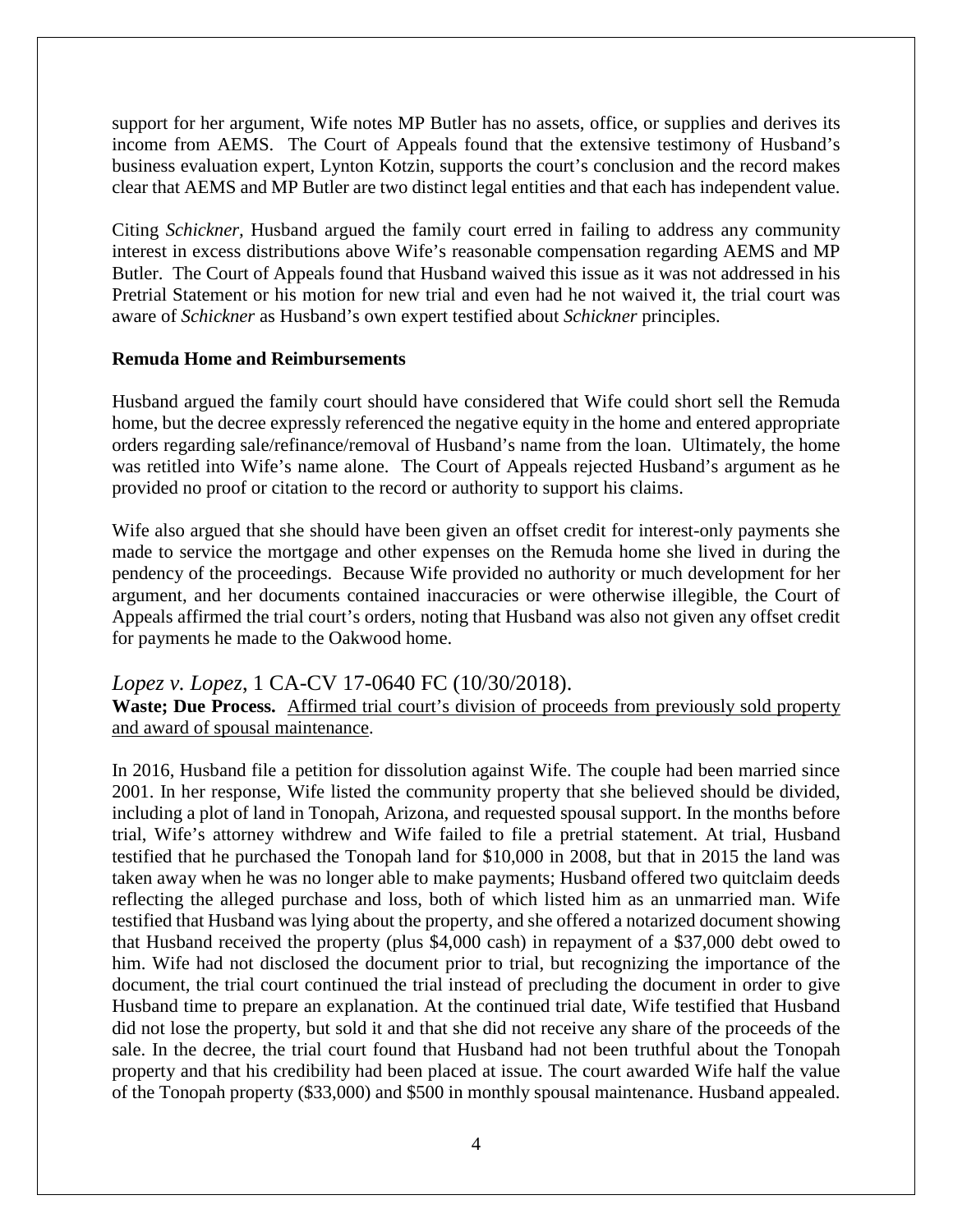support for her argument, Wife notes MP Butler has no assets, office, or supplies and derives its income from AEMS. The Court of Appeals found that the extensive testimony of Husband's business evaluation expert, Lynton Kotzin, supports the court's conclusion and the record makes clear that AEMS and MP Butler are two distinct legal entities and that each has independent value.

Citing *Schickner,* Husband argued the family court erred in failing to address any community interest in excess distributions above Wife's reasonable compensation regarding AEMS and MP Butler. The Court of Appeals found that Husband waived this issue as it was not addressed in his Pretrial Statement or his motion for new trial and even had he not waived it, the trial court was aware of *Schickner* as Husband's own expert testified about *Schickner* principles.

**Remuda Home and Reimbursements**

Husband argued the family court should have considered that Wife could short sell the Remuda home, but the decree expressly referenced the negative equity in the home and entered appropriate orders regarding sale/refinance/removal of Husband's name from the loan. Ultimately, the home was retitled into Wife's name alone. The Court of Appeals rejected Husband's argument as he provided no proof or citation to the record or authority to support his claims.

Wife also argued that she should have been given an offset credit for interest-only payments she made to service the mortgage and other expenses on the Remuda home she lived in during the pendency of the proceedings. Because Wife provided no authority or much development for her argument, and her documents contained inaccuracies or were otherwise illegible, the Court of Appeals affirmed the trial court's orders, noting that Husband was also not given any offset credit for payments he made to the Oakwood home.

## *Lopez v. Lopez*, 1 CA-CV 17-0640 FC (10/30/2018).

**Waste; Due Process.** Affirmed trial court's division of proceeds from previously sold property and award of spousal maintenance.

In 2016, Husband file a petition for dissolution against Wife. The couple had been married since 2001. In her response, Wife listed the community property that she believed should be divided, including a plot of land in Tonopah, Arizona, and requested spousal support. In the months before trial, Wife's attorney withdrew and Wife failed to file a pretrial statement. At trial, Husband testified that he purchased the Tonopah land for $10,000 in 2008, but that in 2015 the land was taken away when he was no longer able to make payments; Husband offered two quitclaim deeds reflecting the alleged purchase and loss, both of which listed him as an unmarried man. Wife testified that Husband was lying about the property, and she offered a notarized document showing that Husband received the property (plus $4,000 cash) in repayment of a $37,000 debt owed to him. Wife had not disclosed the document prior to trial, but recognizing the importance of the document, the trial court continued the trial instead of precluding the document in order to give Husband time to prepare an explanation. At the continued trial date, Wife testified that Husband did not lose the property, but sold it and that she did not receive any share of the proceeds of the sale. In the decree, the trial court found that Husband had not been truthful about the Tonopah property and that his credibility had been placed at issue. The court awarded Wife half the value of the Tonopah property ($33,000) and $500 in monthly spousal maintenance. Husband appealed.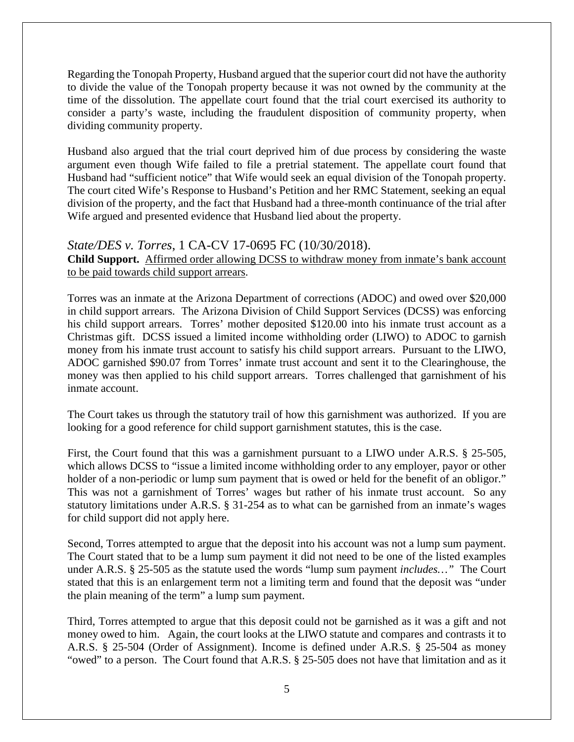Regarding the Tonopah Property, Husband argued that the superior court did not have the authority to divide the value of the Tonopah property because it was not owned by the community at the time of the dissolution. The appellate court found that the trial court exercised its authority to consider a party's waste, including the fraudulent disposition of community property, when dividing community property.

Husband also argued that the trial court deprived him of due process by considering the waste argument even though Wife failed to file a pretrial statement. The appellate court found that Husband had "sufficient notice" that Wife would seek an equal division of the Tonopah property. The court cited Wife's Response to Husband's Petition and her RMC Statement, seeking an equal division of the property, and the fact that Husband had a three-month continuance of the trial after Wife argued and presented evidence that Husband lied about the property.

*State/DES v. Torres*, 1 CA-CV 17-0695 FC (10/30/2018).

**Child Support.** Affirmed order allowing DCSS to withdraw money from inmate's bank account to be paid towards child support arrears.

Torres was an inmate at the Arizona Department of corrections (ADOC) and owed over $20,000 in child support arrears. The Arizona Division of Child Support Services (DCSS) was enforcing his child support arrears. Torres' mother deposited $120.00 into his inmate trust account as a Christmas gift. DCSS issued a limited income withholding order (LIWO) to ADOC to garnish money from his inmate trust account to satisfy his child support arrears. Pursuant to the LIWO, ADOC garnished $90.07 from Torres' inmate trust account and sent it to the Clearinghouse, the money was then applied to his child support arrears. Torres challenged that garnishment of his inmate account.

The Court takes us through the statutory trail of how this garnishment was authorized. If you are looking for a good reference for child support garnishment statutes, this is the case.

First, the Court found that this was a garnishment pursuant to a LIWO under A.R.S. § 25-505, which allows DCSS to "issue a limited income withholding order to any employer, payor or other holder of a non-periodic or lump sum payment that is owed or held for the benefit of an obligor." This was not a garnishment of Torres' wages but rather of his inmate trust account. So any statutory limitations under A.R.S. § 31-254 as to what can be garnished from an inmate's wages for child support did not apply here.

Second, Torres attempted to argue that the deposit into his account was not a lump sum payment. The Court stated that to be a lump sum payment it did not need to be one of the listed examples under A.R.S. § 25-505 as the statute used the words "lump sum payment *includes…*" The Court stated that this is an enlargement term not a limiting term and found that the deposit was "under the plain meaning of the term" a lump sum payment.

Third, Torres attempted to argue that this deposit could not be garnished as it was a gift and not money owed to him. Again, the court looks at the LIWO statute and compares and contrasts it to A.R.S. § 25-504 (Order of Assignment). Income is defined under A.R.S. § 25-504 as money "owed" to a person. The Court found that A.R.S. § 25-505 does not have that limitation and as it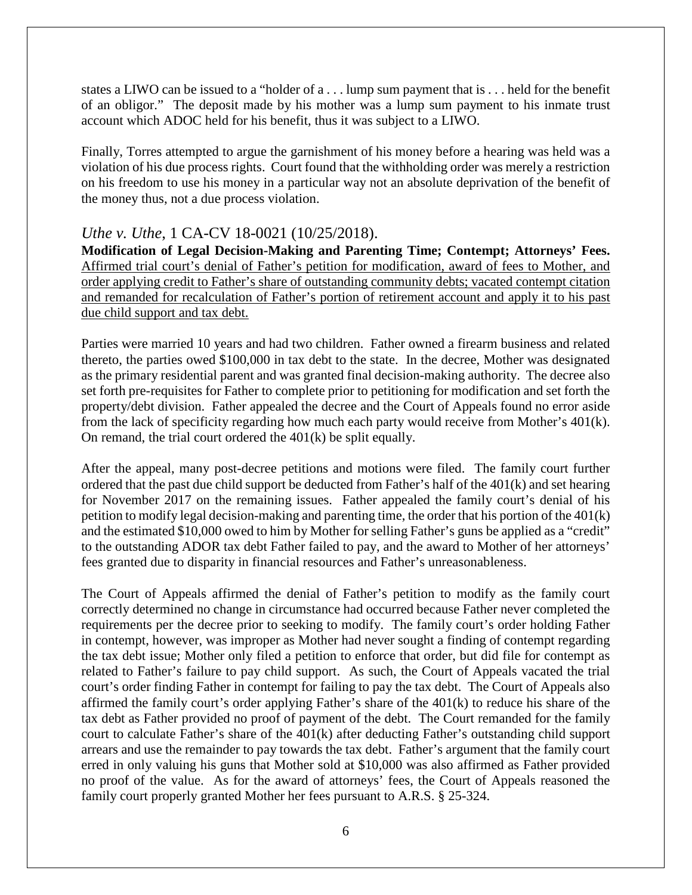states a LIWO can be issued to a "holder of a . . . lump sum payment that is . . . held for the benefit of an obligor." The deposit made by his mother was a lump sum payment to his inmate trust account which ADOC held for his benefit, thus it was subject to a LIWO.

Finally, Torres attempted to argue the garnishment of his money before a hearing was held was a violation of his due process rights. Court found that the withholding order was merely a restriction on his freedom to use his money in a particular way not an absolute deprivation of the benefit of the money thus, not a due process violation.

## *Uthe v. Uthe*, 1 CA-CV 18-0021 (10/25/2018).

**Modification of Legal Decision-Making and Parenting Time; Contempt; Attorneys' Fees.** <u>Affirmed trial court's denial of Father's petition for modification, award of fees to Mother, and order applying credit to Father's share of outstanding community debts; vacated contempt citation and remanded for recalculation of Father's portion of retirement account and apply it to his past due child support and tax debt.</u>

Parties were married 10 years and had two children. Father owned a firearm business and related thereto, the parties owed $100,000 in tax debt to the state. In the decree, Mother was designated as the primary residential parent and was granted final decision-making authority. The decree also set forth pre-requisites for Father to complete prior to petitioning for modification and set forth the property/debt division. Father appealed the decree and the Court of Appeals found no error aside from the lack of specificity regarding how much each party would receive from Mother's 401(k). On remand, the trial court ordered the 401(k) be split equally.

After the appeal, many post-decree petitions and motions were filed. The family court further ordered that the past due child support be deducted from Father's half of the 401(k) and set hearing for November 2017 on the remaining issues. Father appealed the family court's denial of his petition to modify legal decision-making and parenting time, the order that his portion of the 401(k) and the estimated $10,000 owed to him by Mother for selling Father's guns be applied as a "credit" to the outstanding ADOR tax debt Father failed to pay, and the award to Mother of her attorneys' fees granted due to disparity in financial resources and Father's unreasonableness.

The Court of Appeals affirmed the denial of Father's petition to modify as the family court correctly determined no change in circumstance had occurred because Father never completed the requirements per the decree prior to seeking to modify. The family court's order holding Father in contempt, however, was improper as Mother had never sought a finding of contempt regarding the tax debt issue; Mother only filed a petition to enforce that order, but did file for contempt as related to Father's failure to pay child support. As such, the Court of Appeals vacated the trial court's order finding Father in contempt for failing to pay the tax debt. The Court of Appeals also affirmed the family court's order applying Father's share of the 401(k) to reduce his share of the tax debt as Father provided no proof of payment of the debt. The Court remanded for the family court to calculate Father's share of the 401(k) after deducting Father's outstanding child support arrears and use the remainder to pay towards the tax debt. Father's argument that the family court erred in only valuing his guns that Mother sold at $10,000 was also affirmed as Father provided no proof of the value. As for the award of attorneys' fees, the Court of Appeals reasoned the family court properly granted Mother her fees pursuant to A.R.S. § 25-324.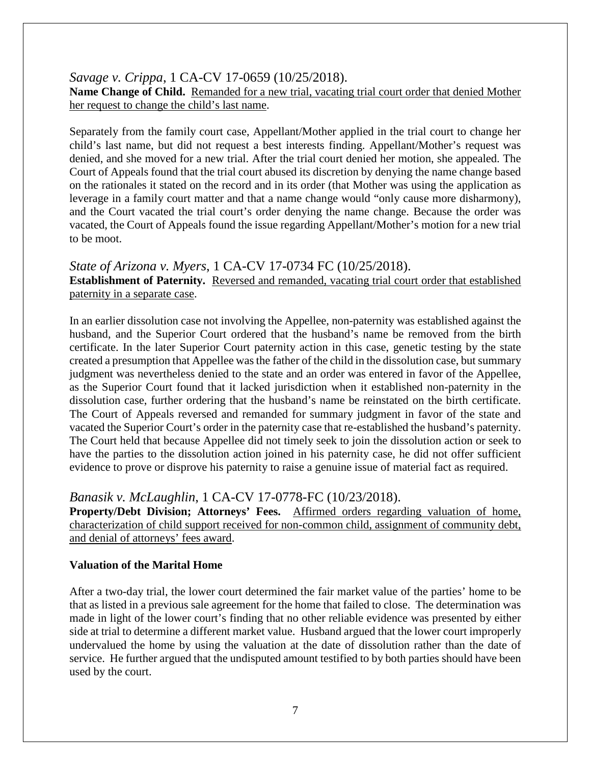*Savage v. Crippa*, 1 CA-CV 17-0659 (10/25/2018).

**Name Change of Child.** Remanded for a new trial, vacating trial court order that denied Mother her request to change the child's last name.

Separately from the family court case, Appellant/Mother applied in the trial court to change her child's last name, but did not request a best interests finding. Appellant/Mother's request was denied, and she moved for a new trial. After the trial court denied her motion, she appealed. The Court of Appeals found that the trial court abused its discretion by denying the name change based on the rationales it stated on the record and in its order (that Mother was using the application as leverage in a family court matter and that a name change would "only cause more disharmony), and the Court vacated the trial court's order denying the name change. Because the order was vacated, the Court of Appeals found the issue regarding Appellant/Mother's motion for a new trial to be moot.

*State of Arizona v. Myers*, 1 CA-CV 17-0734 FC (10/25/2018).

**Establishment of Paternity.** Reversed and remanded, vacating trial court order that established paternity in a separate case.

In an earlier dissolution case not involving the Appellee, non-paternity was established against the husband, and the Superior Court ordered that the husband's name be removed from the birth certificate. In the later Superior Court paternity action in this case, genetic testing by the state created a presumption that Appellee was the father of the child in the dissolution case, but summary judgment was nevertheless denied to the state and an order was entered in favor of the Appellee, as the Superior Court found that it lacked jurisdiction when it established non-paternity in the dissolution case, further ordering that the husband's name be reinstated on the birth certificate. The Court of Appeals reversed and remanded for summary judgment in favor of the state and vacated the Superior Court's order in the paternity case that re-established the husband's paternity. The Court held that because Appellee did not timely seek to join the dissolution action or seek to have the parties to the dissolution action joined in his paternity case, he did not offer sufficient evidence to prove or disprove his paternity to raise a genuine issue of material fact as required.

*Banasik v. McLaughlin*, 1 CA-CV 17-0778-FC (10/23/2018).

**Property/Debt Division; Attorneys' Fees.** Affirmed orders regarding valuation of home, characterization of child support received for non-common child, assignment of community debt, and denial of attorneys' fees award.

**Valuation of the Marital Home**

After a two-day trial, the lower court determined the fair market value of the parties' home to be that as listed in a previous sale agreement for the home that failed to close. The determination was made in light of the lower court's finding that no other reliable evidence was presented by either side at trial to determine a different market value. Husband argued that the lower court improperly undervalued the home by using the valuation at the date of dissolution rather than the date of service. He further argued that the undisputed amount testified to by both parties should have been used by the court.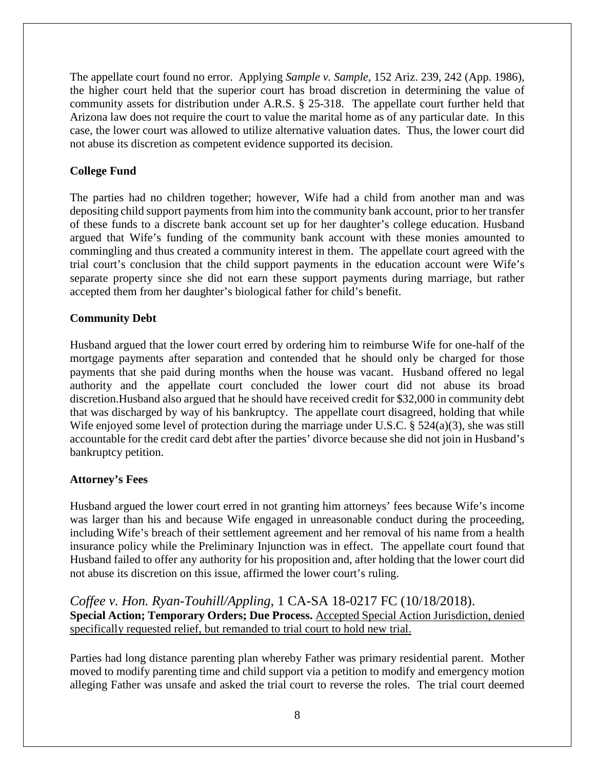The appellate court found no error. Applying *Sample v. Sample*, 152 Ariz. 239, 242 (App. 1986), the higher court held that the superior court has broad discretion in determining the value of community assets for distribution under A.R.S. § 25-318. The appellate court further held that Arizona law does not require the court to value the marital home as of any particular date. In this case, the lower court was allowed to utilize alternative valuation dates. Thus, the lower court did not abuse its discretion as competent evidence supported its decision.

**College Fund**

The parties had no children together; however, Wife had a child from another man and was depositing child support payments from him into the community bank account, prior to her transfer of these funds to a discrete bank account set up for her daughter's college education. Husband argued that Wife's funding of the community bank account with these monies amounted to commingling and thus created a community interest in them. The appellate court agreed with the trial court's conclusion that the child support payments in the education account were Wife's separate property since she did not earn these support payments during marriage, but rather accepted them from her daughter's biological father for child's benefit.

**Community Debt**

Husband argued that the lower court erred by ordering him to reimburse Wife for one-half of the mortgage payments after separation and contended that he should only be charged for those payments that she paid during months when the house was vacant. Husband offered no legal authority and the appellate court concluded the lower court did not abuse its broad discretion.Husband also argued that he should have received credit for $32,000 in community debt that was discharged by way of his bankruptcy. The appellate court disagreed, holding that while Wife enjoyed some level of protection during the marriage under U.S.C. § 524(a)(3), she was still accountable for the credit card debt after the parties' divorce because she did not join in Husband's bankruptcy petition.

**Attorney's Fees**

Husband argued the lower court erred in not granting him attorneys' fees because Wife's income was larger than his and because Wife engaged in unreasonable conduct during the proceeding, including Wife's breach of their settlement agreement and her removal of his name from a health insurance policy while the Preliminary Injunction was in effect. The appellate court found that Husband failed to offer any authority for his proposition and, after holding that the lower court did not abuse its discretion on this issue, affirmed the lower court's ruling.

### *Coffee v. Hon. Ryan-Touhill/Appling*, 1 CA-SA 18-0217 FC (10/18/2018).

**Special Action; Temporary Orders; Due Process.** Accepted Special Action Jurisdiction, denied specifically requested relief, but remanded to trial court to hold new trial.

Parties had long distance parenting plan whereby Father was primary residential parent. Mother moved to modify parenting time and child support via a petition to modify and emergency motion alleging Father was unsafe and asked the trial court to reverse the roles. The trial court deemed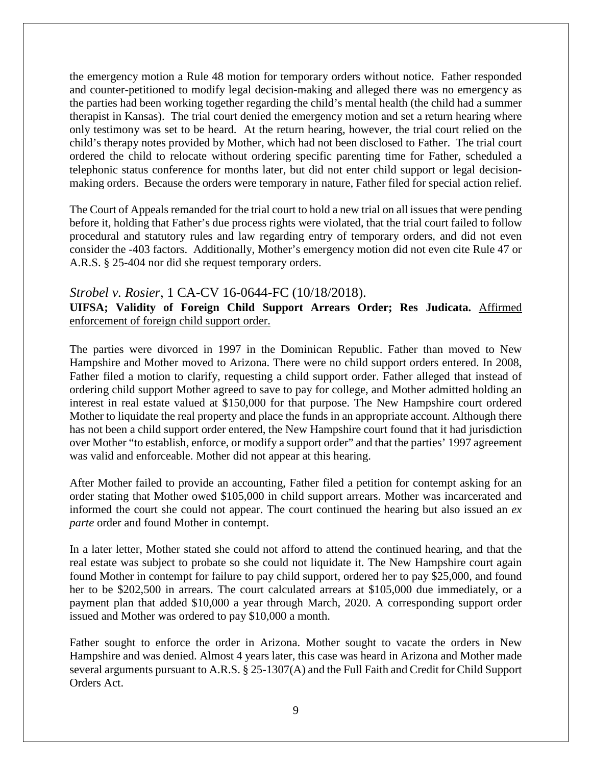the emergency motion a Rule 48 motion for temporary orders without notice. Father responded and counter-petitioned to modify legal decision-making and alleged there was no emergency as the parties had been working together regarding the child's mental health (the child had a summer therapist in Kansas). The trial court denied the emergency motion and set a return hearing where only testimony was set to be heard. At the return hearing, however, the trial court relied on the child's therapy notes provided by Mother, which had not been disclosed to Father. The trial court ordered the child to relocate without ordering specific parenting time for Father, scheduled a telephonic status conference for months later, but did not enter child support or legal decision-making orders. Because the orders were temporary in nature, Father filed for special action relief.

The Court of Appeals remanded for the trial court to hold a new trial on all issues that were pending before it, holding that Father's due process rights were violated, that the trial court failed to follow procedural and statutory rules and law regarding entry of temporary orders, and did not even consider the -403 factors. Additionally, Mother's emergency motion did not even cite Rule 47 or A.R.S. § 25-404 nor did she request temporary orders.

### *Strobel v. Rosier*, 1 CA-CV 16-0644-FC (10/18/2018).

**UIFSA; Validity of Foreign Child Support Arrears Order; Res Judicata.** Affirmed enforcement of foreign child support order.

The parties were divorced in 1997 in the Dominican Republic. Father than moved to New Hampshire and Mother moved to Arizona. There were no child support orders entered. In 2008, Father filed a motion to clarify, requesting a child support order. Father alleged that instead of ordering child support Mother agreed to save to pay for college, and Mother admitted holding an interest in real estate valued at $150,000 for that purpose. The New Hampshire court ordered Mother to liquidate the real property and place the funds in an appropriate account. Although there has not been a child support order entered, the New Hampshire court found that it had jurisdiction over Mother "to establish, enforce, or modify a support order" and that the parties' 1997 agreement was valid and enforceable. Mother did not appear at this hearing.

After Mother failed to provide an accounting, Father filed a petition for contempt asking for an order stating that Mother owed $105,000 in child support arrears. Mother was incarcerated and informed the court she could not appear. The court continued the hearing but also issued an *ex parte* order and found Mother in contempt.

In a later letter, Mother stated she could not afford to attend the continued hearing, and that the real estate was subject to probate so she could not liquidate it. The New Hampshire court again found Mother in contempt for failure to pay child support, ordered her to pay $25,000, and found her to be $202,500 in arrears. The court calculated arrears at $105,000 due immediately, or a payment plan that added $10,000 a year through March, 2020. A corresponding support order issued and Mother was ordered to pay $10,000 a month.

Father sought to enforce the order in Arizona. Mother sought to vacate the orders in New Hampshire and was denied. Almost 4 years later, this case was heard in Arizona and Mother made several arguments pursuant to A.R.S. § 25-1307(A) and the Full Faith and Credit for Child Support Orders Act.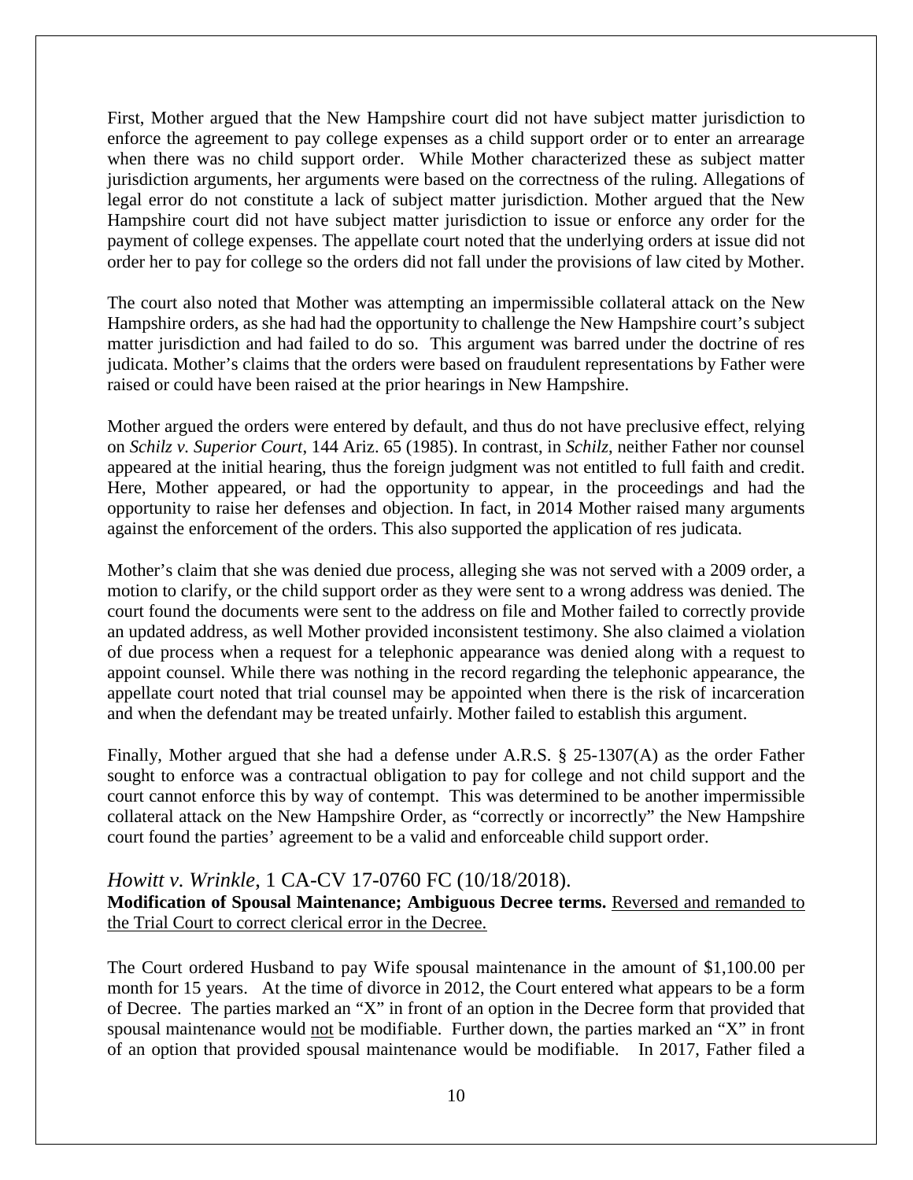First, Mother argued that the New Hampshire court did not have subject matter jurisdiction to enforce the agreement to pay college expenses as a child support order or to enter an arrearage when there was no child support order. While Mother characterized these as subject matter jurisdiction arguments, her arguments were based on the correctness of the ruling. Allegations of legal error do not constitute a lack of subject matter jurisdiction. Mother argued that the New Hampshire court did not have subject matter jurisdiction to issue or enforce any order for the payment of college expenses. The appellate court noted that the underlying orders at issue did not order her to pay for college so the orders did not fall under the provisions of law cited by Mother.

The court also noted that Mother was attempting an impermissible collateral attack on the New Hampshire orders, as she had had the opportunity to challenge the New Hampshire court's subject matter jurisdiction and had failed to do so. This argument was barred under the doctrine of res judicata. Mother's claims that the orders were based on fraudulent representations by Father were raised or could have been raised at the prior hearings in New Hampshire.

Mother argued the orders were entered by default, and thus do not have preclusive effect, relying on *Schilz v. Superior Court*, 144 Ariz. 65 (1985). In contrast, in *Schilz*, neither Father nor counsel appeared at the initial hearing, thus the foreign judgment was not entitled to full faith and credit. Here, Mother appeared, or had the opportunity to appear, in the proceedings and had the opportunity to raise her defenses and objection. In fact, in 2014 Mother raised many arguments against the enforcement of the orders. This also supported the application of res judicata.

Mother's claim that she was denied due process, alleging she was not served with a 2009 order, a motion to clarify, or the child support order as they were sent to a wrong address was denied. The court found the documents were sent to the address on file and Mother failed to correctly provide an updated address, as well Mother provided inconsistent testimony. She also claimed a violation of due process when a request for a telephonic appearance was denied along with a request to appoint counsel. While there was nothing in the record regarding the telephonic appearance, the appellate court noted that trial counsel may be appointed when there is the risk of incarceration and when the defendant may be treated unfairly. Mother failed to establish this argument.

Finally, Mother argued that she had a defense under A.R.S. § 25-1307(A) as the order Father sought to enforce was a contractual obligation to pay for college and not child support and the court cannot enforce this by way of contempt. This was determined to be another impermissible collateral attack on the New Hampshire Order, as "correctly or incorrectly" the New Hampshire court found the parties' agreement to be a valid and enforceable child support order.

### *Howitt v. Wrinkle*, 1 CA-CV 17-0760 FC (10/18/2018).

**Modification of Spousal Maintenance; Ambiguous Decree terms.** <u>Reversed and remanded to the Trial Court to correct clerical error in the Decree.</u>

The Court ordered Husband to pay Wife spousal maintenance in the amount of $1,100.00 per month for 15 years. At the time of divorce in 2012, the Court entered what appears to be a form of Decree. The parties marked an "X" in front of an option in the Decree form that provided that spousal maintenance would <u>not</u> be modifiable. Further down, the parties marked an "X" in front of an option that provided spousal maintenance would be modifiable. In 2017, Father filed a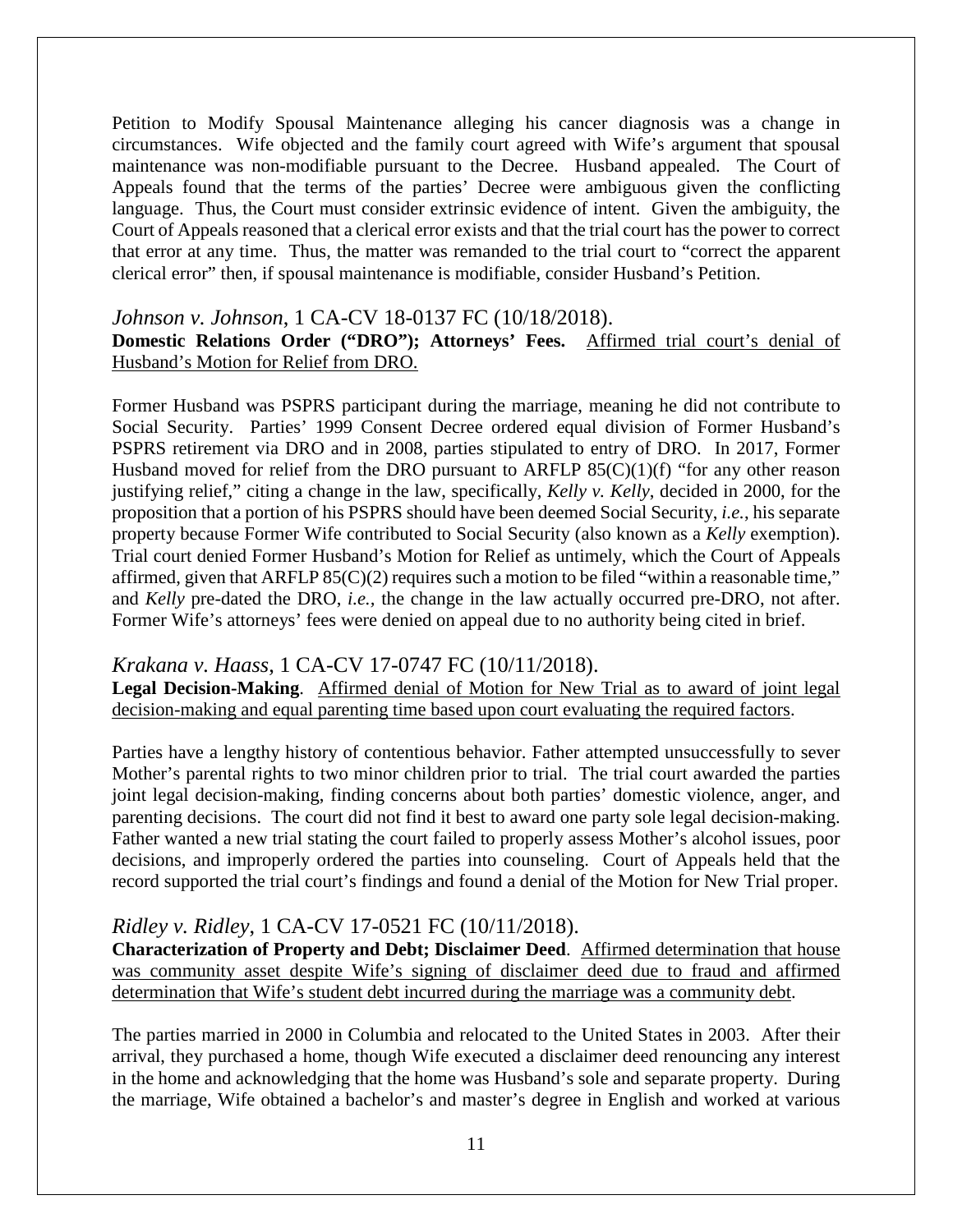Petition to Modify Spousal Maintenance alleging his cancer diagnosis was a change in circumstances. Wife objected and the family court agreed with Wife's argument that spousal maintenance was non-modifiable pursuant to the Decree. Husband appealed. The Court of Appeals found that the terms of the parties' Decree were ambiguous given the conflicting language. Thus, the Court must consider extrinsic evidence of intent. Given the ambiguity, the Court of Appeals reasoned that a clerical error exists and that the trial court has the power to correct that error at any time. Thus, the matter was remanded to the trial court to "correct the apparent clerical error" then, if spousal maintenance is modifiable, consider Husband's Petition.

### *Johnson v. Johnson*, 1 CA-CV 18-0137 FC (10/18/2018).

**Domestic Relations Order ("DRO"); Attorneys' Fees.** Affirmed trial court's denial of Husband's Motion for Relief from DRO.

Former Husband was PSPRS participant during the marriage, meaning he did not contribute to Social Security. Parties' 1999 Consent Decree ordered equal division of Former Husband's PSPRS retirement via DRO and in 2008, parties stipulated to entry of DRO. In 2017, Former Husband moved for relief from the DRO pursuant to ARFLP 85(C)(1)(f) "for any other reason justifying relief," citing a change in the law, specifically, *Kelly v. Kelly*, decided in 2000, for the proposition that a portion of his PSPRS should have been deemed Social Security, *i.e.*, his separate property because Former Wife contributed to Social Security (also known as a *Kelly* exemption). Trial court denied Former Husband's Motion for Relief as untimely, which the Court of Appeals affirmed, given that ARFLP 85(C)(2) requires such a motion to be filed "within a reasonable time," and *Kelly* pre-dated the DRO, *i.e.*, the change in the law actually occurred pre-DRO, not after. Former Wife's attorneys' fees were denied on appeal due to no authority being cited in brief.

### *Krakana v. Haass*, 1 CA-CV 17-0747 FC (10/11/2018).

**Legal Decision-Making**. Affirmed denial of Motion for New Trial as to award of joint legal decision-making and equal parenting time based upon court evaluating the required factors.

Parties have a lengthy history of contentious behavior. Father attempted unsuccessfully to sever Mother's parental rights to two minor children prior to trial. The trial court awarded the parties joint legal decision-making, finding concerns about both parties' domestic violence, anger, and parenting decisions. The court did not find it best to award one party sole legal decision-making. Father wanted a new trial stating the court failed to properly assess Mother's alcohol issues, poor decisions, and improperly ordered the parties into counseling. Court of Appeals held that the record supported the trial court's findings and found a denial of the Motion for New Trial proper.

### *Ridley v. Ridley*, 1 CA-CV 17-0521 FC (10/11/2018).

**Characterization of Property and Debt; Disclaimer Deed**. Affirmed determination that house was community asset despite Wife's signing of disclaimer deed due to fraud and affirmed determination that Wife's student debt incurred during the marriage was a community debt.

The parties married in 2000 in Columbia and relocated to the United States in 2003. After their arrival, they purchased a home, though Wife executed a disclaimer deed renouncing any interest in the home and acknowledging that the home was Husband's sole and separate property. During the marriage, Wife obtained a bachelor's and master's degree in English and worked at various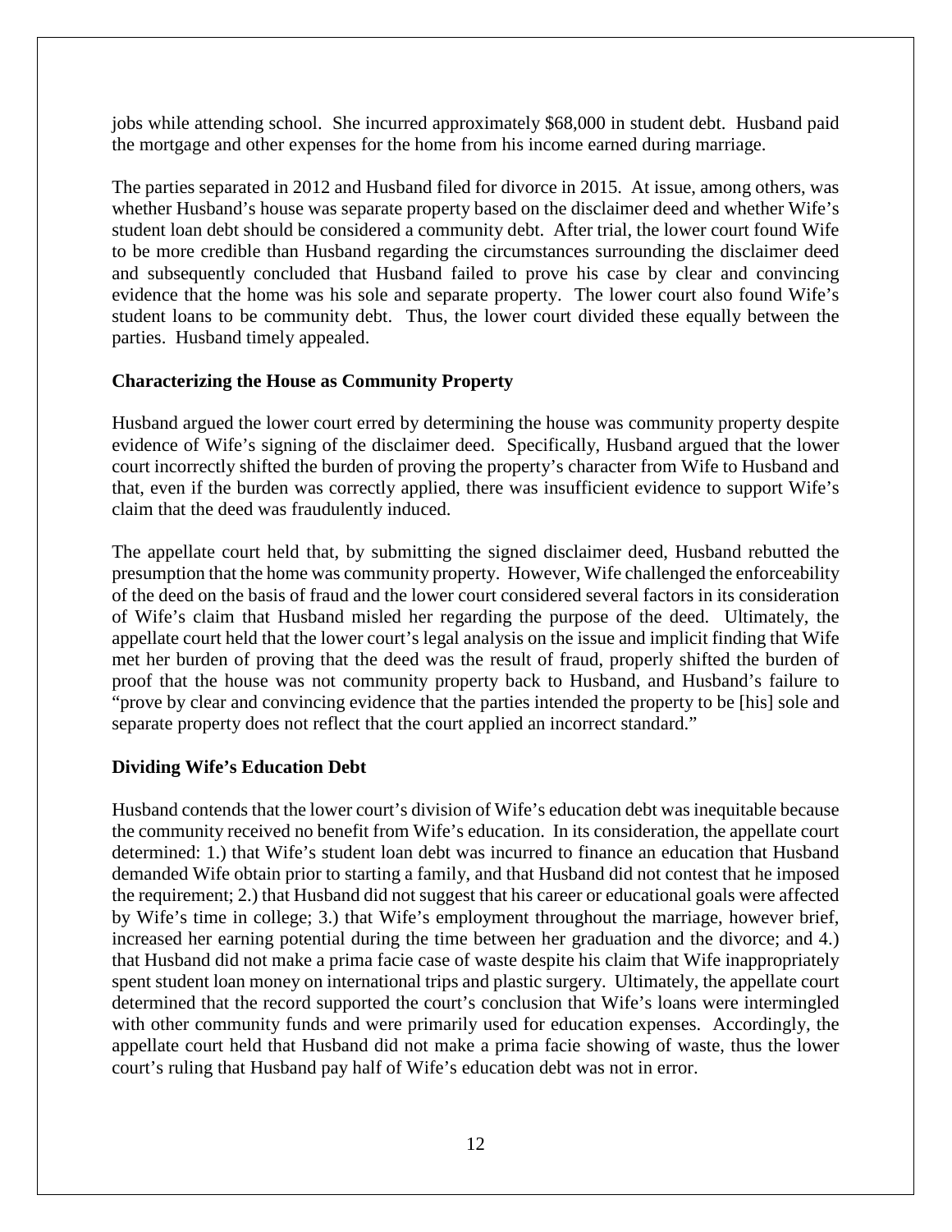jobs while attending school. She incurred approximately $68,000 in student debt. Husband paid the mortgage and other expenses for the home from his income earned during marriage.

The parties separated in 2012 and Husband filed for divorce in 2015. At issue, among others, was whether Husband's house was separate property based on the disclaimer deed and whether Wife's student loan debt should be considered a community debt. After trial, the lower court found Wife to be more credible than Husband regarding the circumstances surrounding the disclaimer deed and subsequently concluded that Husband failed to prove his case by clear and convincing evidence that the home was his sole and separate property. The lower court also found Wife's student loans to be community debt. Thus, the lower court divided these equally between the parties. Husband timely appealed.

**Characterizing the House as Community Property**

Husband argued the lower court erred by determining the house was community property despite evidence of Wife's signing of the disclaimer deed. Specifically, Husband argued that the lower court incorrectly shifted the burden of proving the property's character from Wife to Husband and that, even if the burden was correctly applied, there was insufficient evidence to support Wife's claim that the deed was fraudulently induced.

The appellate court held that, by submitting the signed disclaimer deed, Husband rebutted the presumption that the home was community property. However, Wife challenged the enforceability of the deed on the basis of fraud and the lower court considered several factors in its consideration of Wife's claim that Husband misled her regarding the purpose of the deed. Ultimately, the appellate court held that the lower court's legal analysis on the issue and implicit finding that Wife met her burden of proving that the deed was the result of fraud, properly shifted the burden of proof that the house was not community property back to Husband, and Husband's failure to "prove by clear and convincing evidence that the parties intended the property to be [his] sole and separate property does not reflect that the court applied an incorrect standard."

**Dividing Wife's Education Debt**

Husband contends that the lower court's division of Wife's education debt was inequitable because the community received no benefit from Wife's education. In its consideration, the appellate court determined: 1.) that Wife's student loan debt was incurred to finance an education that Husband demanded Wife obtain prior to starting a family, and that Husband did not contest that he imposed the requirement; 2.) that Husband did not suggest that his career or educational goals were affected by Wife's time in college; 3.) that Wife's employment throughout the marriage, however brief, increased her earning potential during the time between her graduation and the divorce; and 4.) that Husband did not make a prima facie case of waste despite his claim that Wife inappropriately spent student loan money on international trips and plastic surgery. Ultimately, the appellate court determined that the record supported the court's conclusion that Wife's loans were intermingled with other community funds and were primarily used for education expenses. Accordingly, the appellate court held that Husband did not make a prima facie showing of waste, thus the lower court's ruling that Husband pay half of Wife's education debt was not in error.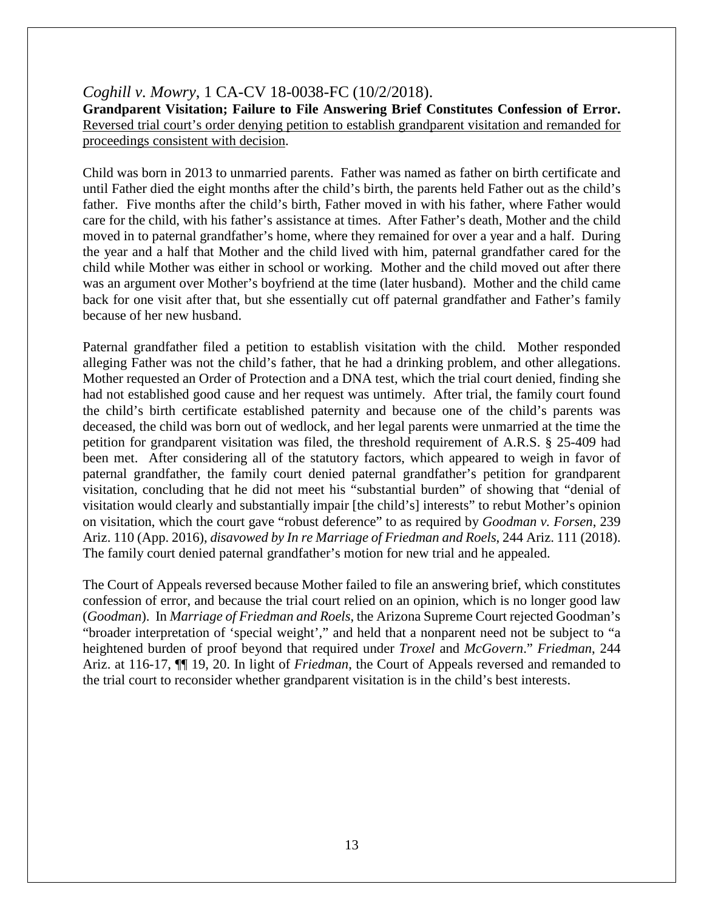*Coghill v. Mowry*, 1 CA-CV 18-0038-FC (10/2/2018).

**Grandparent Visitation; Failure to File Answering Brief Constitutes Confession of Error.** Reversed trial court's order denying petition to establish grandparent visitation and remanded for proceedings consistent with decision.

Child was born in 2013 to unmarried parents. Father was named as father on birth certificate and until Father died the eight months after the child's birth, the parents held Father out as the child's father. Five months after the child's birth, Father moved in with his father, where Father would care for the child, with his father's assistance at times. After Father's death, Mother and the child moved in to paternal grandfather's home, where they remained for over a year and a half. During the year and a half that Mother and the child lived with him, paternal grandfather cared for the child while Mother was either in school or working. Mother and the child moved out after there was an argument over Mother's boyfriend at the time (later husband). Mother and the child came back for one visit after that, but she essentially cut off paternal grandfather and Father's family because of her new husband.

Paternal grandfather filed a petition to establish visitation with the child. Mother responded alleging Father was not the child's father, that he had a drinking problem, and other allegations. Mother requested an Order of Protection and a DNA test, which the trial court denied, finding she had not established good cause and her request was untimely. After trial, the family court found the child's birth certificate established paternity and because one of the child's parents was deceased, the child was born out of wedlock, and her legal parents were unmarried at the time the petition for grandparent visitation was filed, the threshold requirement of A.R.S. § 25-409 had been met. After considering all of the statutory factors, which appeared to weigh in favor of paternal grandfather, the family court denied paternal grandfather's petition for grandparent visitation, concluding that he did not meet his "substantial burden" of showing that "denial of visitation would clearly and substantially impair [the child's] interests" to rebut Mother's opinion on visitation, which the court gave "robust deference" to as required by *Goodman v. Forsen*, 239 Ariz. 110 (App. 2016), *disavowed by In re Marriage of Friedman and Roels*, 244 Ariz. 111 (2018). The family court denied paternal grandfather's motion for new trial and he appealed.

The Court of Appeals reversed because Mother failed to file an answering brief, which constitutes confession of error, and because the trial court relied on an opinion, which is no longer good law (*Goodman*). In *Marriage of Friedman and Roels*, the Arizona Supreme Court rejected Goodman's "broader interpretation of 'special weight'," and held that a nonparent need not be subject to "a heightened burden of proof beyond that required under *Troxel* and *McGovern*." *Friedman*, 244 Ariz. at 116-17, ¶¶ 19, 20. In light of *Friedman*, the Court of Appeals reversed and remanded to the trial court to reconsider whether grandparent visitation is in the child's best interests.